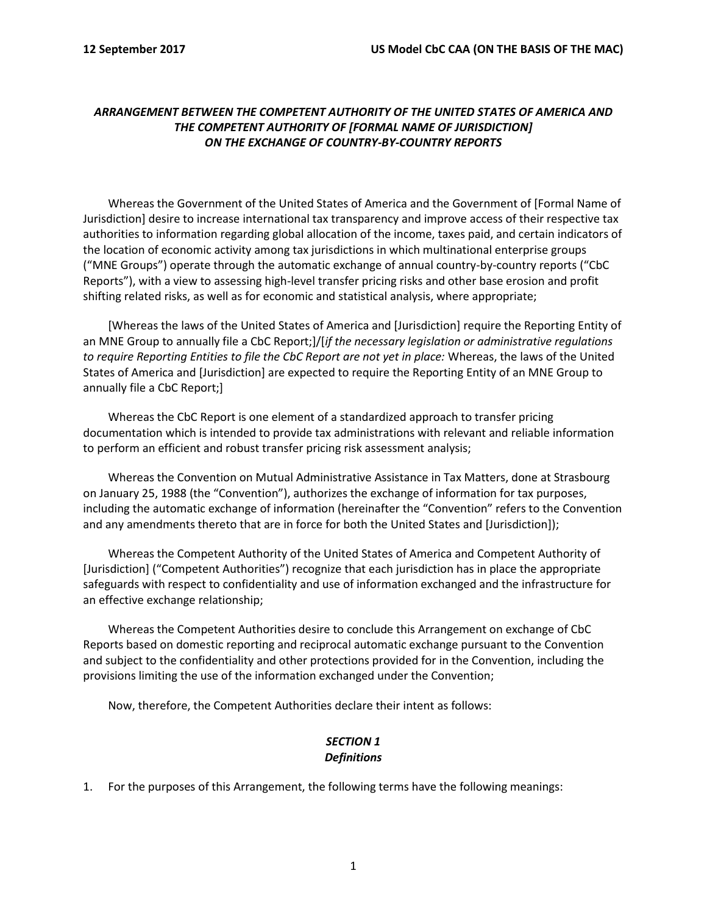***ARRANGEMENT BETWEEN THE COMPETENT AUTHORITY OF THE UNITED STATES OF AMERICA AND THE COMPETENT AUTHORITY OF [FORMAL NAME OF JURISDICTION] ON THE EXCHANGE OF COUNTRY-BY-COUNTRY REPORTS***

Whereas the Government of the United States of America and the Government of [Formal Name of Jurisdiction] desire to increase international tax transparency and improve access of their respective tax authorities to information regarding global allocation of the income, taxes paid, and certain indicators of the location of economic activity among tax jurisdictions in which multinational enterprise groups ("MNE Groups") operate through the automatic exchange of annual country-by-country reports ("CbC Reports"), with a view to assessing high-level transfer pricing risks and other base erosion and profit shifting related risks, as well as for economic and statistical analysis, where appropriate;

[Whereas the laws of the United States of America and [Jurisdiction] require the Reporting Entity of an MNE Group to annually file a CbC Report;]/[*if the necessary legislation or administrative regulations to require Reporting Entities to file the CbC Report are not yet in place:* Whereas, the laws of the United States of America and [Jurisdiction] are expected to require the Reporting Entity of an MNE Group to annually file a CbC Report;]

Whereas the CbC Report is one element of a standardized approach to transfer pricing documentation which is intended to provide tax administrations with relevant and reliable information to perform an efficient and robust transfer pricing risk assessment analysis;

Whereas the Convention on Mutual Administrative Assistance in Tax Matters, done at Strasbourg on January 25, 1988 (the "Convention"), authorizes the exchange of information for tax purposes, including the automatic exchange of information (hereinafter the "Convention" refers to the Convention and any amendments thereto that are in force for both the United States and [Jurisdiction]);

Whereas the Competent Authority of the United States of America and Competent Authority of [Jurisdiction] ("Competent Authorities") recognize that each jurisdiction has in place the appropriate safeguards with respect to confidentiality and use of information exchanged and the infrastructure for an effective exchange relationship;

Whereas the Competent Authorities desire to conclude this Arrangement on exchange of CbC Reports based on domestic reporting and reciprocal automatic exchange pursuant to the Convention and subject to the confidentiality and other protections provided for in the Convention, including the provisions limiting the use of the information exchanged under the Convention;

Now, therefore, the Competent Authorities declare their intent as follows:

## *SECTION 1*
## *Definitions*

1. For the purposes of this Arrangement, the following terms have the following meanings: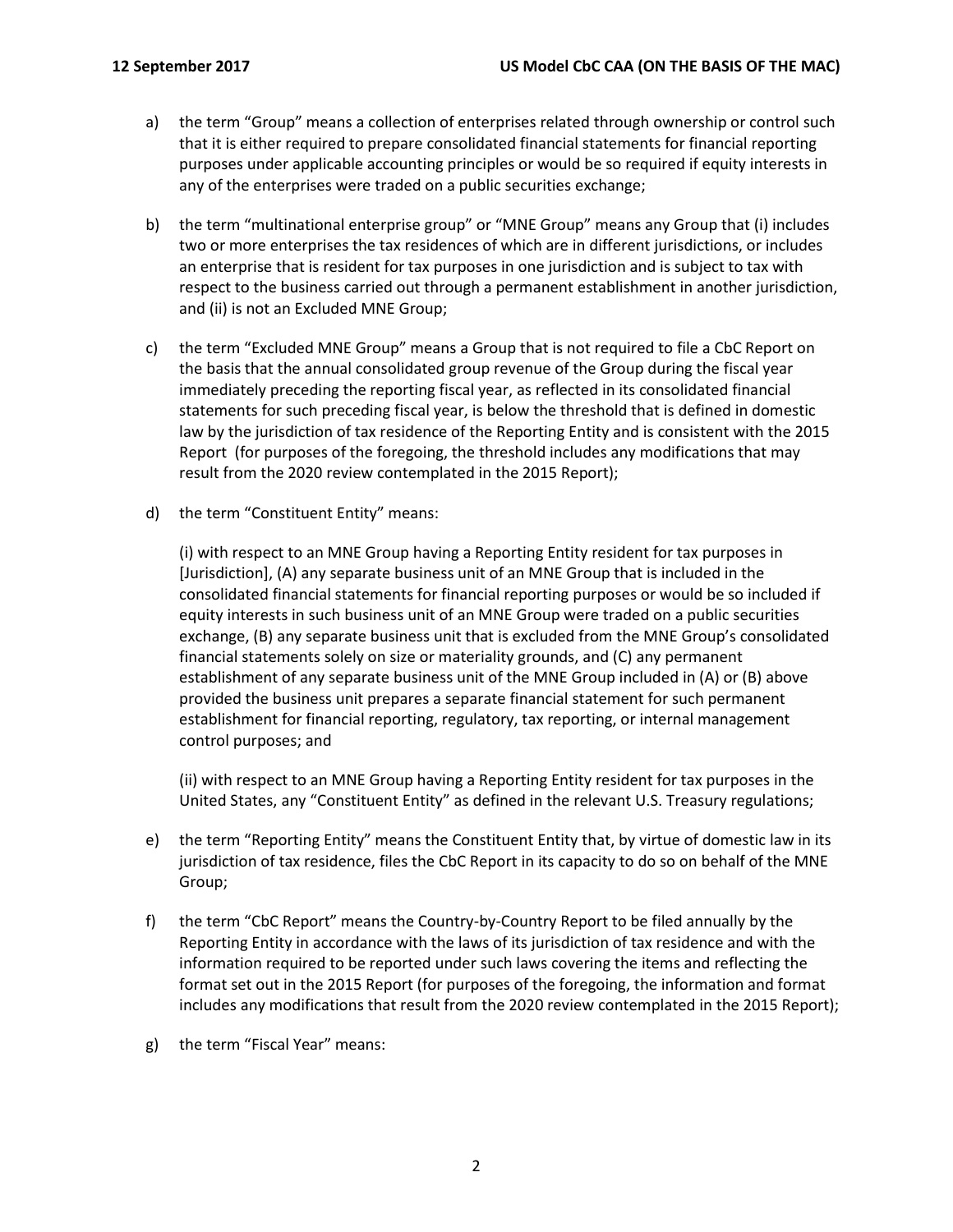a) the term “Group” means a collection of enterprises related through ownership or control such that it is either required to prepare consolidated financial statements for financial reporting purposes under applicable accounting principles or would be so required if equity interests in any of the enterprises were traded on a public securities exchange;

b) the term “multinational enterprise group” or “MNE Group” means any Group that (i) includes two or more enterprises the tax residences of which are in different jurisdictions, or includes an enterprise that is resident for tax purposes in one jurisdiction and is subject to tax with respect to the business carried out through a permanent establishment in another jurisdiction, and (ii) is not an Excluded MNE Group;

c) the term “Excluded MNE Group” means a Group that is not required to file a CbC Report on the basis that the annual consolidated group revenue of the Group during the fiscal year immediately preceding the reporting fiscal year, as reflected in its consolidated financial statements for such preceding fiscal year, is below the threshold that is defined in domestic law by the jurisdiction of tax residence of the Reporting Entity and is consistent with the 2015 Report (for purposes of the foregoing, the threshold includes any modifications that may result from the 2020 review contemplated in the 2015 Report);

d) the term “Constituent Entity” means:

(i) with respect to an MNE Group having a Reporting Entity resident for tax purposes in [Jurisdiction], (A) any separate business unit of an MNE Group that is included in the consolidated financial statements for financial reporting purposes or would be so included if equity interests in such business unit of an MNE Group were traded on a public securities exchange, (B) any separate business unit that is excluded from the MNE Group’s consolidated financial statements solely on size or materiality grounds, and (C) any permanent establishment of any separate business unit of the MNE Group included in (A) or (B) above provided the business unit prepares a separate financial statement for such permanent establishment for financial reporting, regulatory, tax reporting, or internal management control purposes; and

(ii) with respect to an MNE Group having a Reporting Entity resident for tax purposes in the United States, any “Constituent Entity” as defined in the relevant U.S. Treasury regulations;

e) the term “Reporting Entity” means the Constituent Entity that, by virtue of domestic law in its jurisdiction of tax residence, files the CbC Report in its capacity to do so on behalf of the MNE Group;

f) the term “CbC Report” means the Country-by-Country Report to be filed annually by the Reporting Entity in accordance with the laws of its jurisdiction of tax residence and with the information required to be reported under such laws covering the items and reflecting the format set out in the 2015 Report (for purposes of the foregoing, the information and format includes any modifications that result from the 2020 review contemplated in the 2015 Report);

g) the term “Fiscal Year” means: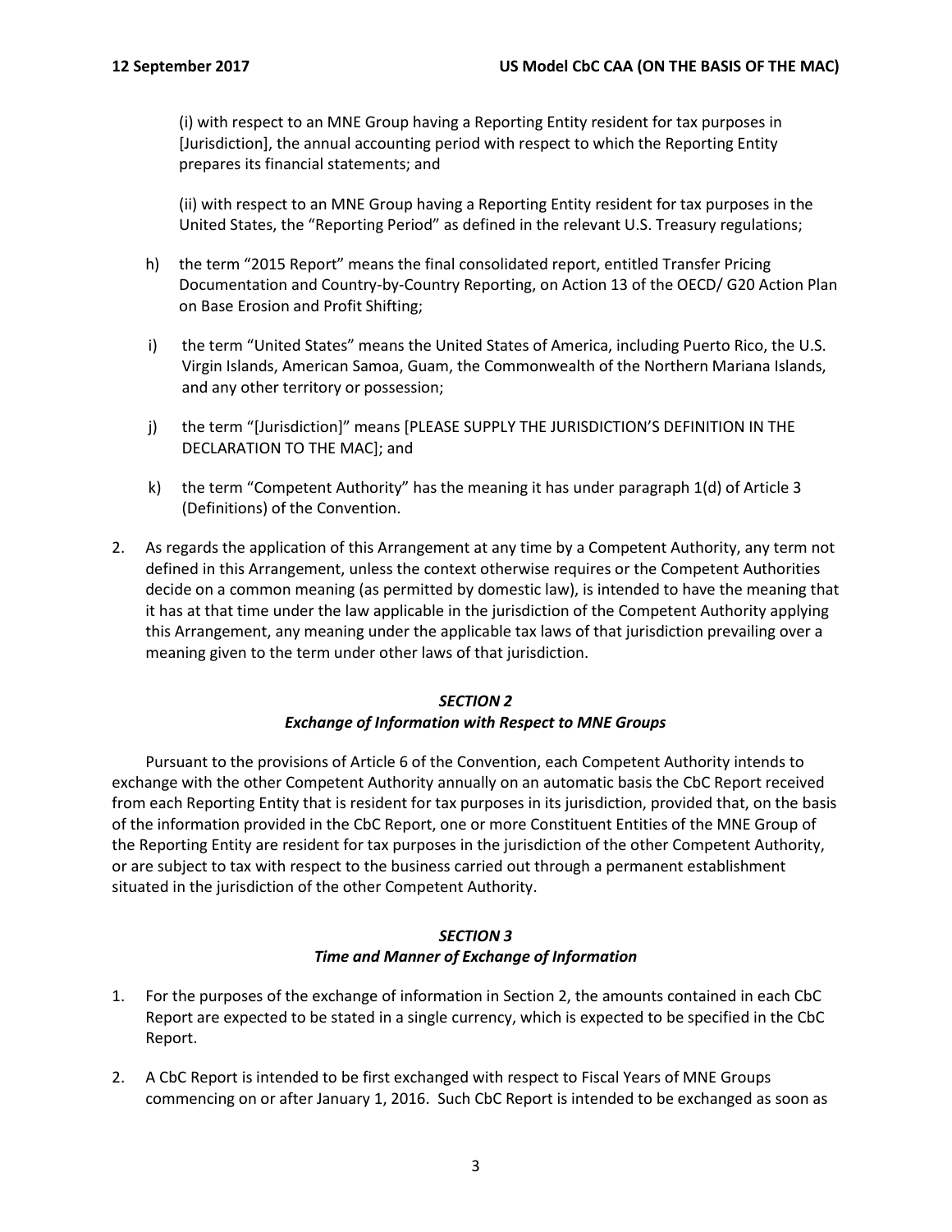(i) with respect to an MNE Group having a Reporting Entity resident for tax purposes in [Jurisdiction], the annual accounting period with respect to which the Reporting Entity prepares its financial statements; and

(ii) with respect to an MNE Group having a Reporting Entity resident for tax purposes in the United States, the "Reporting Period" as defined in the relevant U.S. Treasury regulations;

h) the term "2015 Report" means the final consolidated report, entitled Transfer Pricing Documentation and Country-by-Country Reporting, on Action 13 of the OECD/ G20 Action Plan on Base Erosion and Profit Shifting;

i) the term "United States" means the United States of America, including Puerto Rico, the U.S. Virgin Islands, American Samoa, Guam, the Commonwealth of the Northern Mariana Islands, and any other territory or possession;

j) the term "[Jurisdiction]" means [PLEASE SUPPLY THE JURISDICTION'S DEFINITION IN THE DECLARATION TO THE MAC]; and

k) the term "Competent Authority" has the meaning it has under paragraph 1(d) of Article 3 (Definitions) of the Convention.

2. As regards the application of this Arrangement at any time by a Competent Authority, any term not defined in this Arrangement, unless the context otherwise requires or the Competent Authorities decide on a common meaning (as permitted by domestic law), is intended to have the meaning that it has at that time under the law applicable in the jurisdiction of the Competent Authority applying this Arrangement, any meaning under the applicable tax laws of that jurisdiction prevailing over a meaning given to the term under other laws of that jurisdiction.

### *SECTION 2*
### *Exchange of Information with Respect to MNE Groups*

Pursuant to the provisions of Article 6 of the Convention, each Competent Authority intends to exchange with the other Competent Authority annually on an automatic basis the CbC Report received from each Reporting Entity that is resident for tax purposes in its jurisdiction, provided that, on the basis of the information provided in the CbC Report, one or more Constituent Entities of the MNE Group of the Reporting Entity are resident for tax purposes in the jurisdiction of the other Competent Authority, or are subject to tax with respect to the business carried out through a permanent establishment situated in the jurisdiction of the other Competent Authority.

### *SECTION 3*
### *Time and Manner of Exchange of Information*

1. For the purposes of the exchange of information in Section 2, the amounts contained in each CbC Report are expected to be stated in a single currency, which is expected to be specified in the CbC Report.

2. A CbC Report is intended to be first exchanged with respect to Fiscal Years of MNE Groups commencing on or after January 1, 2016. Such CbC Report is intended to be exchanged as soon as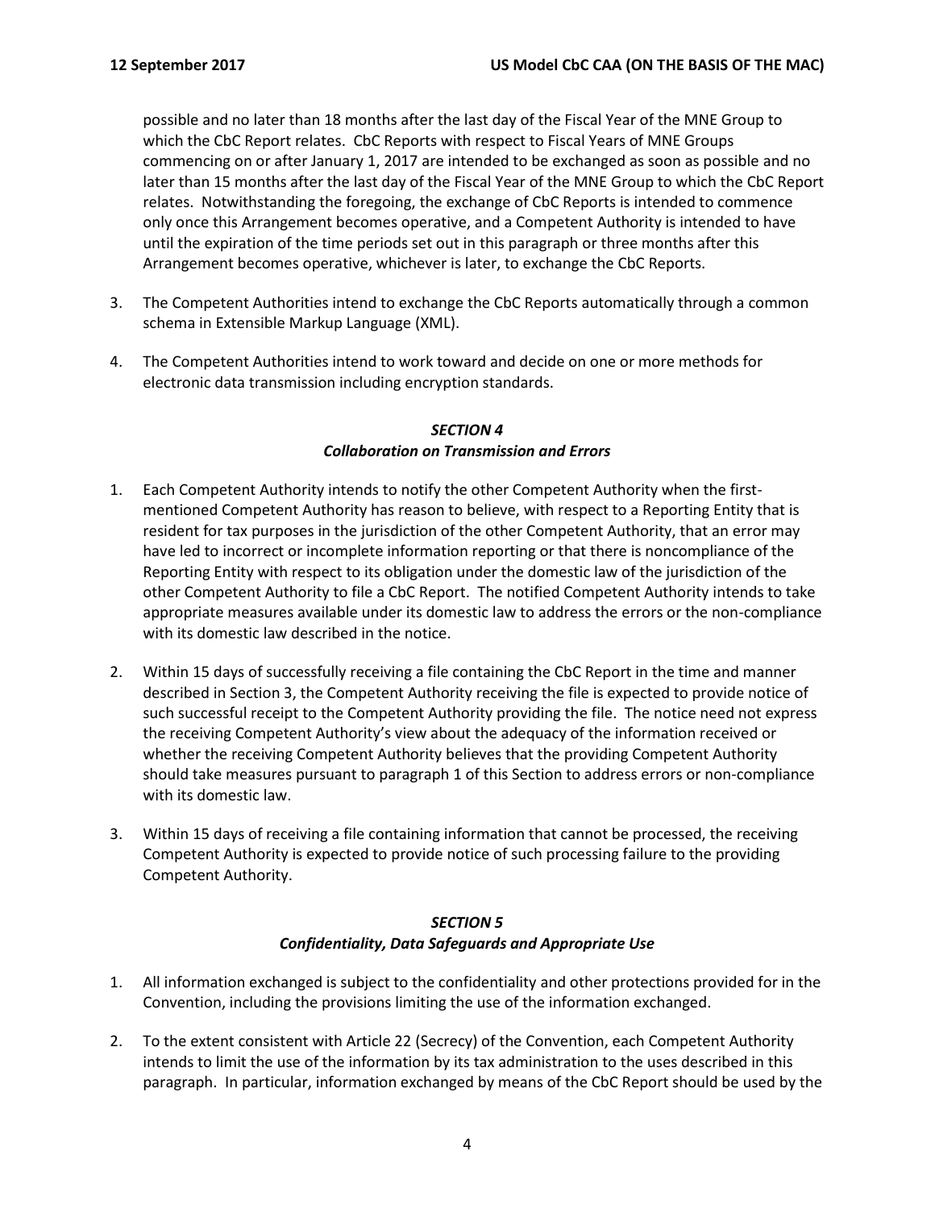possible and no later than 18 months after the last day of the Fiscal Year of the MNE Group to which the CbC Report relates. CbC Reports with respect to Fiscal Years of MNE Groups commencing on or after January 1, 2017 are intended to be exchanged as soon as possible and no later than 15 months after the last day of the Fiscal Year of the MNE Group to which the CbC Report relates. Notwithstanding the foregoing, the exchange of CbC Reports is intended to commence only once this Arrangement becomes operative, and a Competent Authority is intended to have until the expiration of the time periods set out in this paragraph or three months after this Arrangement becomes operative, whichever is later, to exchange the CbC Reports.

3. The Competent Authorities intend to exchange the CbC Reports automatically through a common schema in Extensible Markup Language (XML).

4. The Competent Authorities intend to work toward and decide on one or more methods for electronic data transmission including encryption standards.

## *SECTION 4*
### *Collaboration on Transmission and Errors*

1. Each Competent Authority intends to notify the other Competent Authority when the first-mentioned Competent Authority has reason to believe, with respect to a Reporting Entity that is resident for tax purposes in the jurisdiction of the other Competent Authority, that an error may have led to incorrect or incomplete information reporting or that there is noncompliance of the Reporting Entity with respect to its obligation under the domestic law of the jurisdiction of the other Competent Authority to file a CbC Report. The notified Competent Authority intends to take appropriate measures available under its domestic law to address the errors or the non-compliance with its domestic law described in the notice.

2. Within 15 days of successfully receiving a file containing the CbC Report in the time and manner described in Section 3, the Competent Authority receiving the file is expected to provide notice of such successful receipt to the Competent Authority providing the file. The notice need not express the receiving Competent Authority's view about the adequacy of the information received or whether the receiving Competent Authority believes that the providing Competent Authority should take measures pursuant to paragraph 1 of this Section to address errors or non-compliance with its domestic law.

3. Within 15 days of receiving a file containing information that cannot be processed, the receiving Competent Authority is expected to provide notice of such processing failure to the providing Competent Authority.

## *SECTION 5*
### *Confidentiality, Data Safeguards and Appropriate Use*

1. All information exchanged is subject to the confidentiality and other protections provided for in the Convention, including the provisions limiting the use of the information exchanged.

2. To the extent consistent with Article 22 (Secrecy) of the Convention, each Competent Authority intends to limit the use of the information by its tax administration to the uses described in this paragraph. In particular, information exchanged by means of the CbC Report should be used by the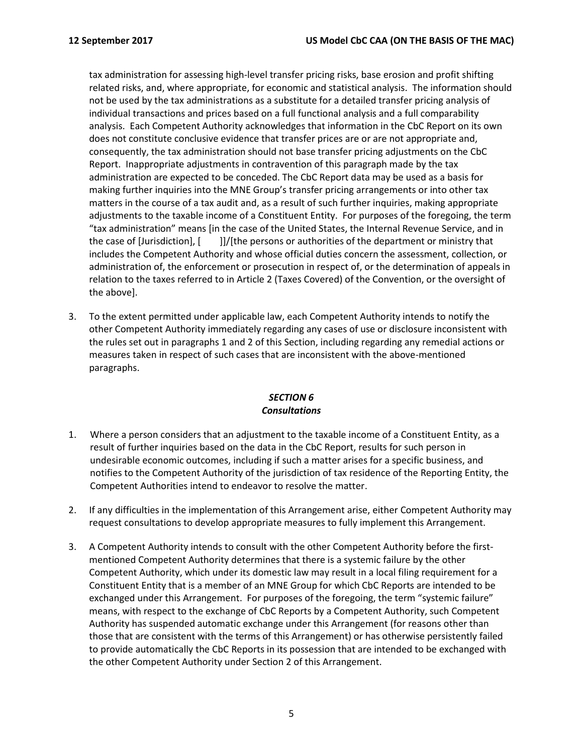tax administration for assessing high-level transfer pricing risks, base erosion and profit shifting related risks, and, where appropriate, for economic and statistical analysis. The information should not be used by the tax administrations as a substitute for a detailed transfer pricing analysis of individual transactions and prices based on a full functional analysis and a full comparability analysis. Each Competent Authority acknowledges that information in the CbC Report on its own does not constitute conclusive evidence that transfer prices are or are not appropriate and, consequently, the tax administration should not base transfer pricing adjustments on the CbC Report. Inappropriate adjustments in contravention of this paragraph made by the tax administration are expected to be conceded. The CbC Report data may be used as a basis for making further inquiries into the MNE Group's transfer pricing arrangements or into other tax matters in the course of a tax audit and, as a result of such further inquiries, making appropriate adjustments to the taxable income of a Constituent Entity. For purposes of the foregoing, the term "tax administration" means [in the case of the United States, the Internal Revenue Service, and in the case of [Jurisdiction], [ ]]/[the persons or authorities of the department or ministry that includes the Competent Authority and whose official duties concern the assessment, collection, or administration of, the enforcement or prosecution in respect of, or the determination of appeals in relation to the taxes referred to in Article 2 (Taxes Covered) of the Convention, or the oversight of the above].

3. To the extent permitted under applicable law, each Competent Authority intends to notify the other Competent Authority immediately regarding any cases of use or disclosure inconsistent with the rules set out in paragraphs 1 and 2 of this Section, including regarding any remedial actions or measures taken in respect of such cases that are inconsistent with the above-mentioned paragraphs.

### *SECTION 6*
### *Consultations*

1. Where a person considers that an adjustment to the taxable income of a Constituent Entity, as a result of further inquiries based on the data in the CbC Report, results for such person in undesirable economic outcomes, including if such a matter arises for a specific business, and notifies to the Competent Authority of the jurisdiction of tax residence of the Reporting Entity, the Competent Authorities intend to endeavor to resolve the matter.

2. If any difficulties in the implementation of this Arrangement arise, either Competent Authority may request consultations to develop appropriate measures to fully implement this Arrangement.

3. A Competent Authority intends to consult with the other Competent Authority before the first-mentioned Competent Authority determines that there is a systemic failure by the other Competent Authority, which under its domestic law may result in a local filing requirement for a Constituent Entity that is a member of an MNE Group for which CbC Reports are intended to be exchanged under this Arrangement. For purposes of the foregoing, the term "systemic failure" means, with respect to the exchange of CbC Reports by a Competent Authority, such Competent Authority has suspended automatic exchange under this Arrangement (for reasons other than those that are consistent with the terms of this Arrangement) or has otherwise persistently failed to provide automatically the CbC Reports in its possession that are intended to be exchanged with the other Competent Authority under Section 2 of this Arrangement.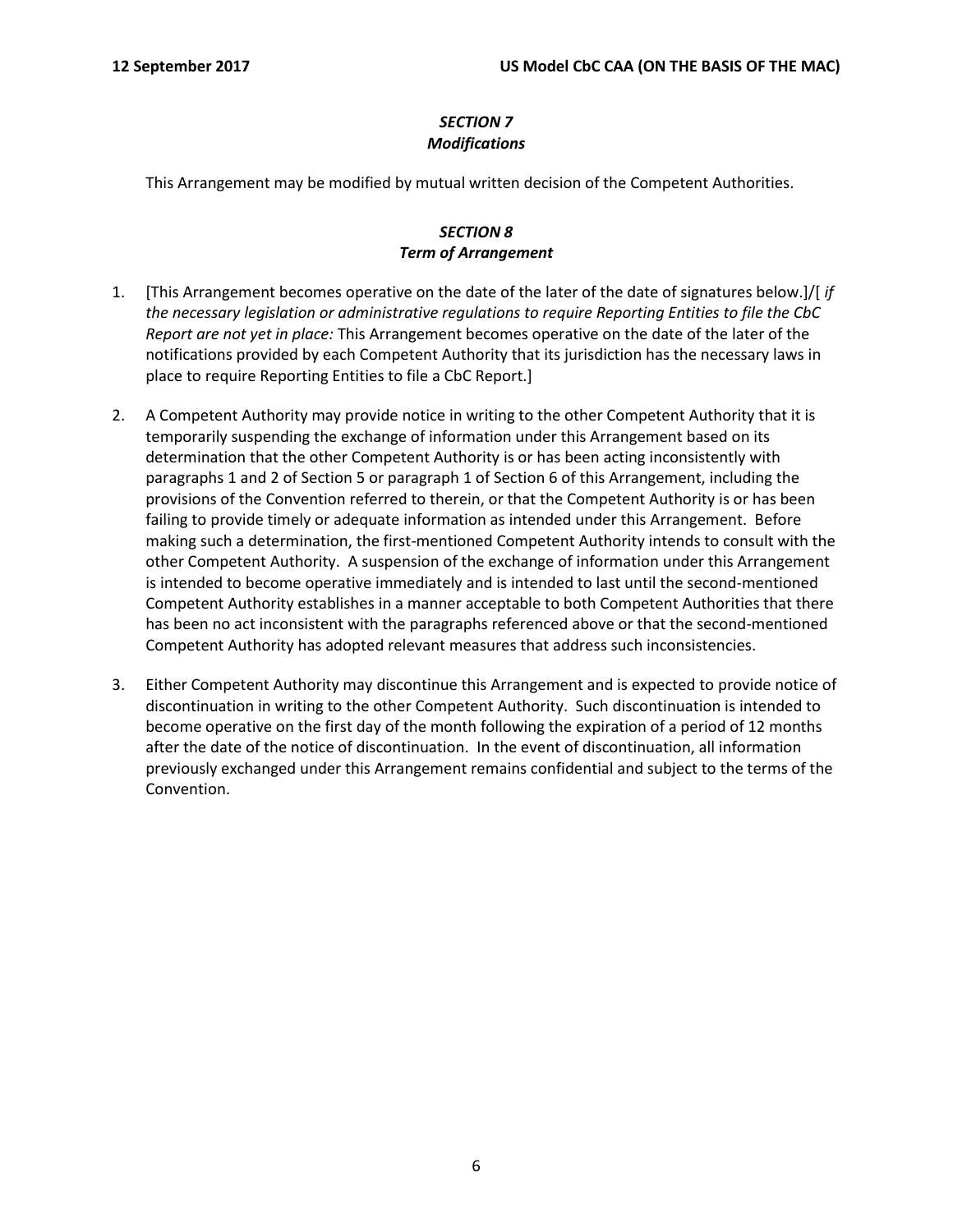### *SECTION 7*
### *Modifications*

This Arrangement may be modified by mutual written decision of the Competent Authorities.

### *SECTION 8*
### *Term of Arrangement*

1. [This Arrangement becomes operative on the date of the later of the date of signatures below.]/[ *if the necessary legislation or administrative regulations to require Reporting Entities to file the CbC Report are not yet in place:* This Arrangement becomes operative on the date of the later of the notifications provided by each Competent Authority that its jurisdiction has the necessary laws in place to require Reporting Entities to file a CbC Report.]

2. A Competent Authority may provide notice in writing to the other Competent Authority that it is temporarily suspending the exchange of information under this Arrangement based on its determination that the other Competent Authority is or has been acting inconsistently with paragraphs 1 and 2 of Section 5 or paragraph 1 of Section 6 of this Arrangement, including the provisions of the Convention referred to therein, or that the Competent Authority is or has been failing to provide timely or adequate information as intended under this Arrangement. Before making such a determination, the first-mentioned Competent Authority intends to consult with the other Competent Authority. A suspension of the exchange of information under this Arrangement is intended to become operative immediately and is intended to last until the second-mentioned Competent Authority establishes in a manner acceptable to both Competent Authorities that there has been no act inconsistent with the paragraphs referenced above or that the second-mentioned Competent Authority has adopted relevant measures that address such inconsistencies.

3. Either Competent Authority may discontinue this Arrangement and is expected to provide notice of discontinuation in writing to the other Competent Authority. Such discontinuation is intended to become operative on the first day of the month following the expiration of a period of 12 months after the date of the notice of discontinuation. In the event of discontinuation, all information previously exchanged under this Arrangement remains confidential and subject to the terms of the Convention.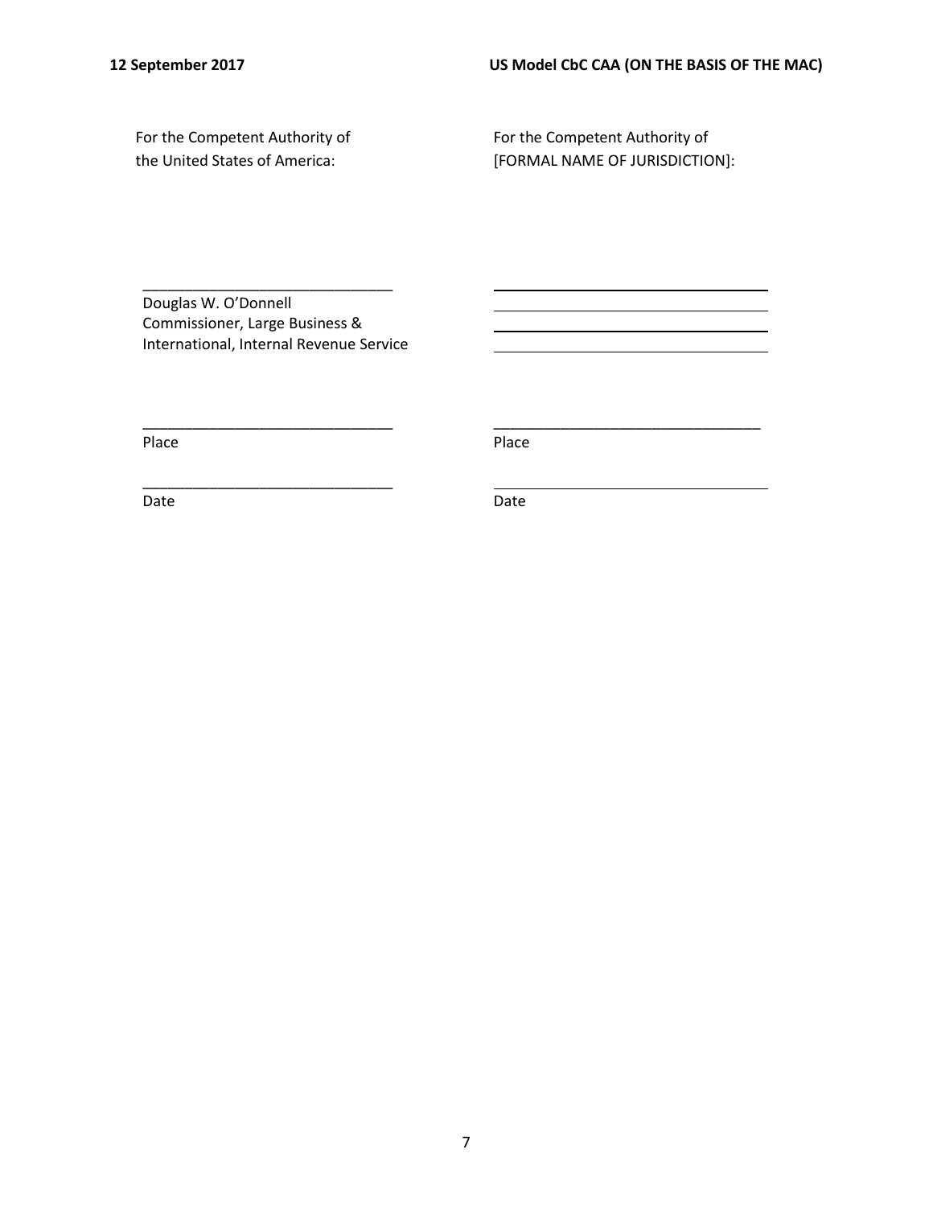For the Competent Authority of the United States of America:

\_\_\_\_\_\_\_\_\_\_\_\_\_\_\_\_\_\_\_\_\_\_\_\_\_\_\_\_\_\_

Douglas W. O'Donnell
Commissioner, Large Business & International, Internal Revenue Service

\_\_\_\_\_\_\_\_\_\_\_\_\_\_\_\_\_\_\_\_\_\_\_\_\_\_\_\_\_\_

Place

\_\_\_\_\_\_\_\_\_\_\_\_\_\_\_\_\_\_\_\_\_\_\_\_\_\_\_\_\_\_

Date

For the Competent Authority of [FORMAL NAME OF JURISDICTION]:

\_\_\_\_\_\_\_\_\_\_\_\_\_\_\_\_\_\_\_\_\_\_\_\_\_\_\_\_\_\_

\_\_\_\_\_\_\_\_\_\_\_\_\_\_\_\_\_\_\_\_\_\_\_\_\_\_\_\_\_\_

\_\_\_\_\_\_\_\_\_\_\_\_\_\_\_\_\_\_\_\_\_\_\_\_\_\_\_\_\_\_

\_\_\_\_\_\_\_\_\_\_\_\_\_\_\_\_\_\_\_\_\_\_\_\_\_\_\_\_\_\_

\_\_\_\_\_\_\_\_\_\_\_\_\_\_\_\_\_\_\_\_\_\_\_\_\_\_\_\_\_\_

Place

\_\_\_\_\_\_\_\_\_\_\_\_\_\_\_\_\_\_\_\_\_\_\_\_\_\_\_\_\_\_

Date